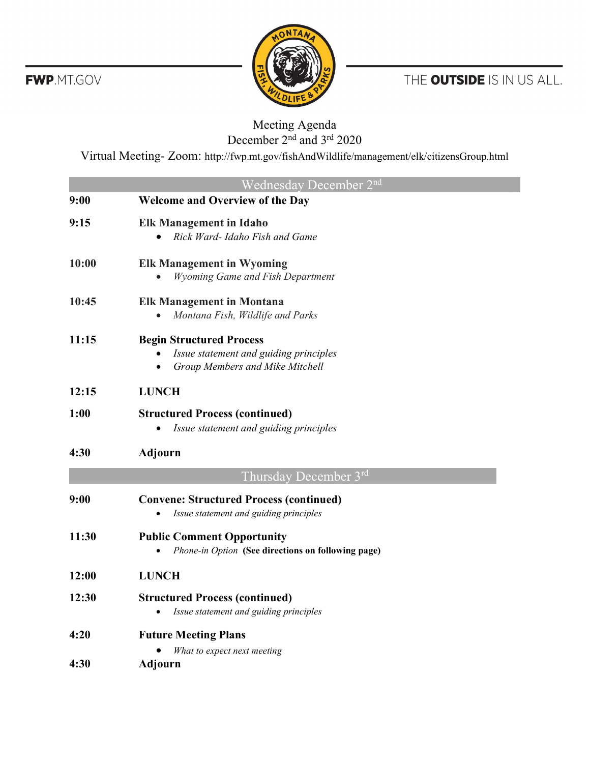FWP.MT.GOV

THE **OUTSIDE** IS IN US ALL.

# Meeting Agenda

December 2nd and 3rd 2020

Virtual Meeting- Zoom: http://fwp.mt.gov/fishAndWildlife/management/elk/citizensGroup.html

## Wednesday December 2nd

**9:00** **Welcome and Overview of the Day**

**9:15** **Elk Management in Idaho**
- *Rick Ward- Idaho Fish and Game*

**10:00** **Elk Management in Wyoming**
- *Wyoming Game and Fish Department*

**10:45** **Elk Management in Montana**
- *Montana Fish, Wildlife and Parks*

**11:15** **Begin Structured Process**
- *Issue statement and guiding principles*
- *Group Members and Mike Mitchell*

**12:15** **LUNCH**

**1:00** **Structured Process (continued)**
- *Issue statement and guiding principles*

**4:30** **Adjourn**

## Thursday December 3rd

**9:00** **Convene: Structured Process (continued)**
- *Issue statement and guiding principles*

**11:30** **Public Comment Opportunity**
- *Phone-in Option* **(See directions on following page)**

**12:00** **LUNCH**

**12:30** **Structured Process (continued)**
- *Issue statement and guiding principles*

**4:20** **Future Meeting Plans**
- *What to expect next meeting*

**4:30** **Adjourn**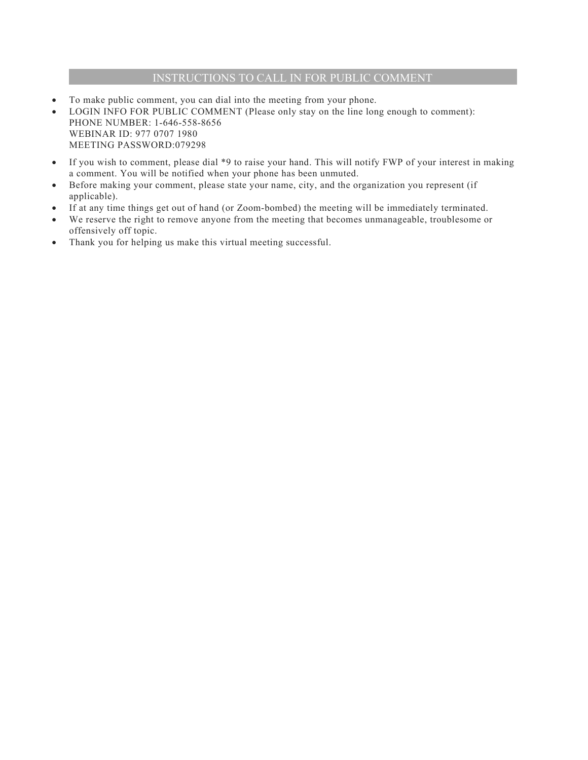## INSTRUCTIONS TO CALL IN FOR PUBLIC COMMENT

- To make public comment, you can dial into the meeting from your phone.
- LOGIN INFO FOR PUBLIC COMMENT (Please only stay on the line long enough to comment):
  PHONE NUMBER: 1-646-558-8656
  WEBINAR ID: 977 0707 1980
  MEETING PASSWORD:079298
- If you wish to comment, please dial *9 to raise your hand. This will notify FWP of your interest in making a comment. You will be notified when your phone has been unmuted.
- Before making your comment, please state your name, city, and the organization you represent (if applicable).
- If at any time things get out of hand (or Zoom-bombed) the meeting will be immediately terminated.
- We reserve the right to remove anyone from the meeting that becomes unmanageable, troublesome or offensively off topic.
- Thank you for helping us make this virtual meeting successful.